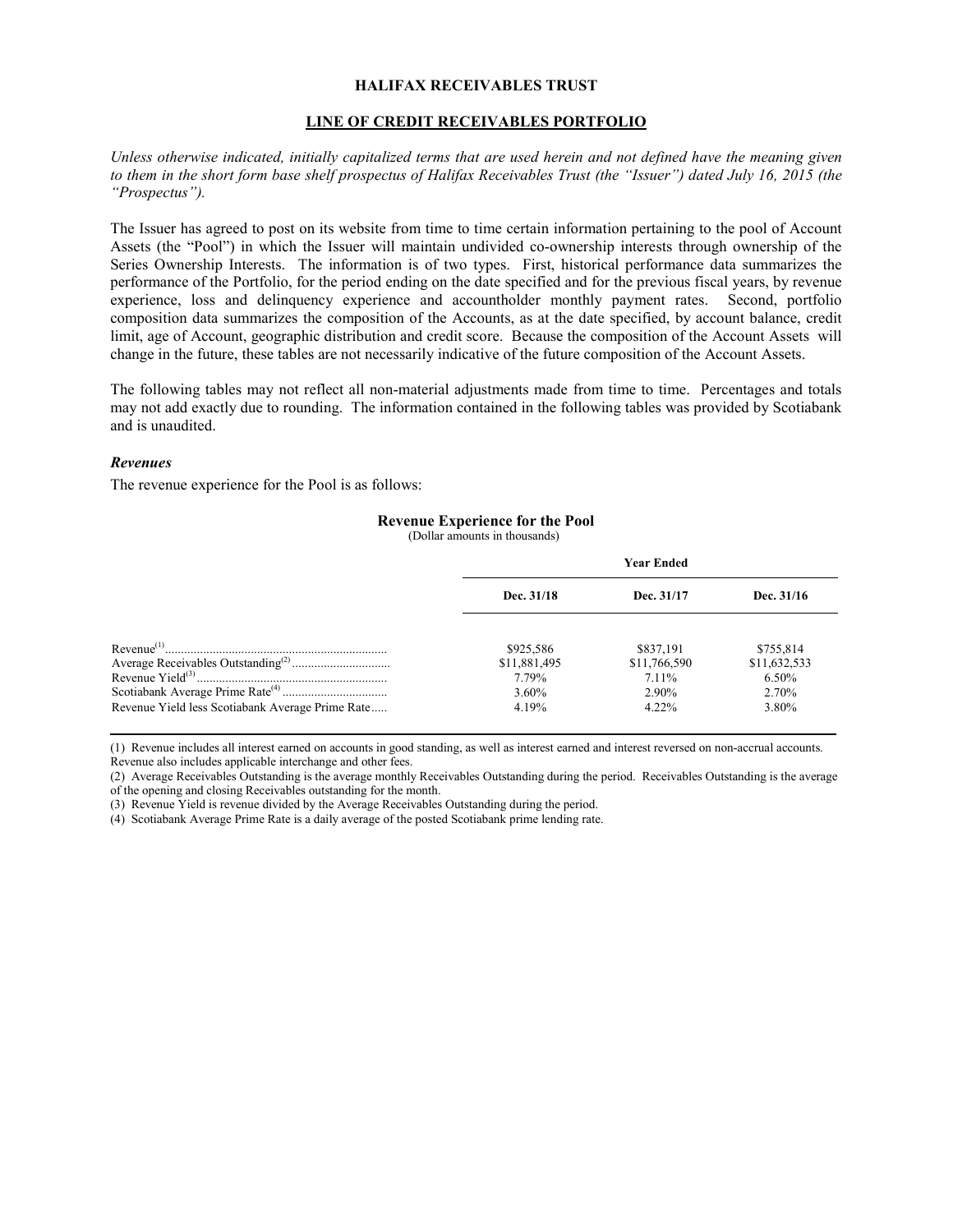# HALIFAX RECEIVABLES TRUST

## LINE OF CREDIT RECEIVABLES PORTFOLIO

*Unless otherwise indicated, initially capitalized terms that are used herein and not defined have the meaning given to them in the short form base shelf prospectus of Halifax Receivables Trust (the "Issuer") dated July 16, 2015 (the "Prospectus").*

The Issuer has agreed to post on its website from time to time certain information pertaining to the pool of Account Assets (the "Pool") in which the Issuer will maintain undivided co-ownership interests through ownership of the Series Ownership Interests. The information is of two types. First, historical performance data summarizes the performance of the Portfolio, for the period ending on the date specified and for the previous fiscal years, by revenue experience, loss and delinquency experience and accountholder monthly payment rates. Second, portfolio composition data summarizes the composition of the Accounts, as at the date specified, by account balance, credit limit, age of Account, geographic distribution and credit score. Because the composition of the Account Assets will change in the future, these tables are not necessarily indicative of the future composition of the Account Assets.

The following tables may not reflect all non-material adjustments made from time to time. Percentages and totals may not add exactly due to rounding. The information contained in the following tables was provided by Scotiabank and is unaudited.

### *Revenues*

The revenue experience for the Pool is as follows:

**Revenue Experience for the Pool**
(Dollar amounts in thousands)

| | Year Ended | | |
|---|---|---|---|
| | **Dec. 31/18** | **Dec. 31/17** | **Dec. 31/16** |
| Revenue[1] | $925,586 | $837,191 | $755,814 |
| Average Receivables Outstanding[2] | $11,881,495 | $11,766,590 | $11,632,533 |
| Revenue Yield[3] | 7.79% | 7.11% | 6.50% |
| Scotiabank Average Prime Rate[4] | 3.60% | 2.90% | 2.70% |
| Revenue Yield less Scotiabank Average Prime Rate | 4.19% | 4.22% | 3.80% |

(1) Revenue includes all interest earned on accounts in good standing, as well as interest earned and interest reversed on non-accrual accounts. Revenue also includes applicable interchange and other fees.

(2) Average Receivables Outstanding is the average monthly Receivables Outstanding during the period. Receivables Outstanding is the average of the opening and closing Receivables outstanding for the month.

(3) Revenue Yield is revenue divided by the Average Receivables Outstanding during the period.

(4) Scotiabank Average Prime Rate is a daily average of the posted Scotiabank prime lending rate.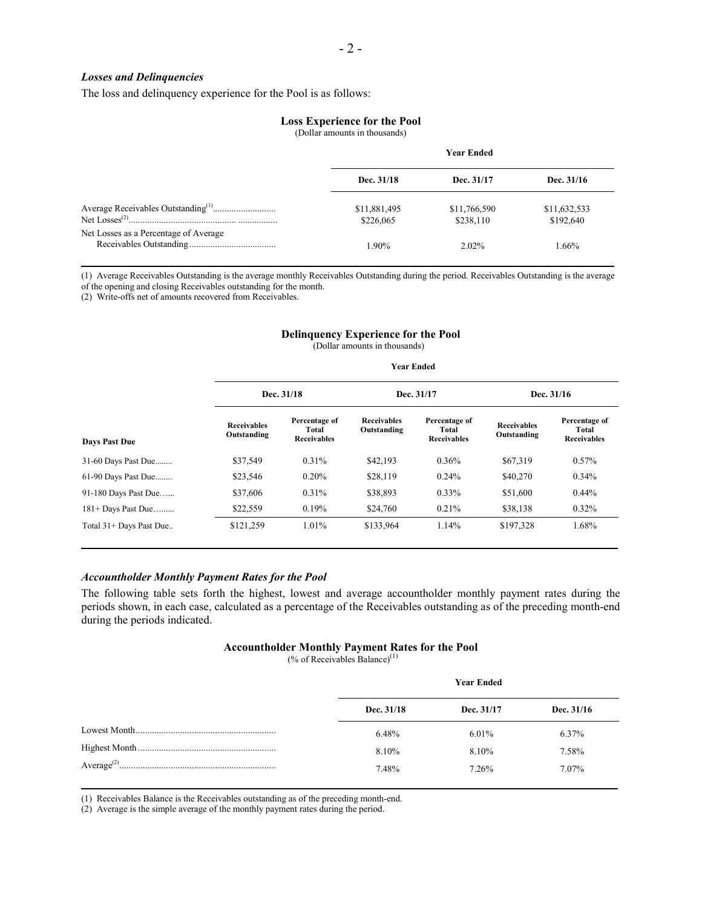### *Losses and Delinquencies*

The loss and delinquency experience for the Pool is as follows:

**Loss Experience for the Pool**
(Dollar amounts in thousands)

| | Year Ended | | |
|---|---|---|---|
| | **Dec. 31/18** | **Dec. 31/17** | **Dec. 31/16** |
| Average Receivables Outstanding[(1)] | \$11,881,495 | \$11,766,590 | \$11,632,533 |
| Net Losses[(2)] | \$226,065 | \$238,110 | \$192,640 |
| Net Losses as a Percentage of Average Receivables Outstanding | 1.90% | 2.02% | 1.66% |

(1) Average Receivables Outstanding is the average monthly Receivables Outstanding during the period. Receivables Outstanding is the average of the opening and closing Receivables outstanding for the month.
(2) Write-offs net of amounts recovered from Receivables.

**Delinquency Experience for the Pool**
(Dollar amounts in thousands)

| | Year Ended | | | | | |
|---|---|---|---|---|---|---|
| | **Dec. 31/18** | | **Dec. 31/17** | | **Dec. 31/16** | |
| **Days Past Due** | **Receivables Outstanding** | **Percentage of Total Receivables** | **Receivables Outstanding** | **Percentage of Total Receivables** | **Receivables Outstanding** | **Percentage of Total Receivables** |
| 31-60 Days Past Due | \$37,549 | 0.31% | \$42,193 | 0.36% | \$67,319 | 0.57% |
| 61-90 Days Past Due | \$23,546 | 0.20% | \$28,119 | 0.24% | \$40,270 | 0.34% |
| 91-180 Days Past Due | \$37,606 | 0.31% | \$38,893 | 0.33% | \$51,600 | 0.44% |
| 181+ Days Past Due | \$22,559 | 0.19% | \$24,760 | 0.21% | \$38,138 | 0.32% |
| Total 31+ Days Past Due | \$121,259 | 1.01% | \$133,964 | 1.14% | \$197,328 | 1.68% |

### *Accountholder Monthly Payment Rates for the Pool*

The following table sets forth the highest, lowest and average accountholder monthly payment rates during the periods shown, in each case, calculated as a percentage of the Receivables outstanding as of the preceding month-end during the periods indicated.

**Accountholder Monthly Payment Rates for the Pool**
(% of Receivables Balance)[(1)]

| | Year Ended | | |
|---|---|---|---|
| | **Dec. 31/18** | **Dec. 31/17** | **Dec. 31/16** |
| Lowest Month | 6.48% | 6.01% | 6.37% |
| Highest Month | 8.10% | 8.10% | 7.58% |
| Average[(2)] | 7.48% | 7.26% | 7.07% |

(1) Receivables Balance is the Receivables outstanding as of the preceding month-end.
(2) Average is the simple average of the monthly payment rates during the period.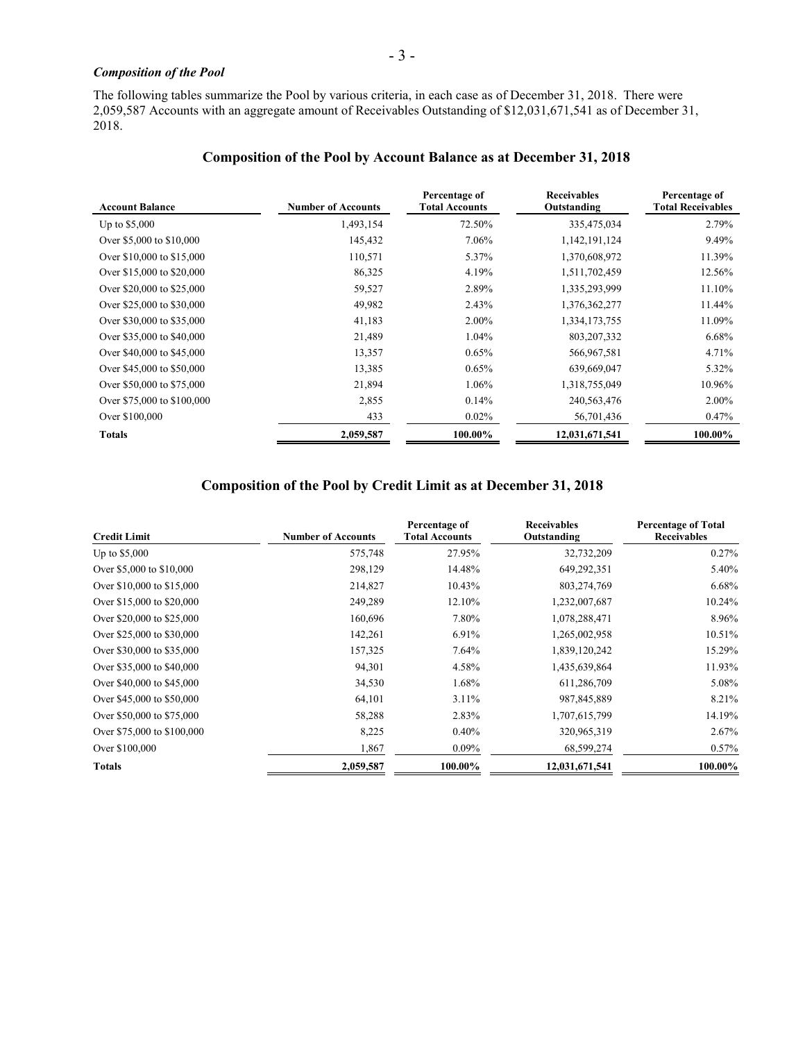### *Composition of the Pool*

The following tables summarize the Pool by various criteria, in each case as of December 31, 2018. There were 2,059,587 Accounts with an aggregate amount of Receivables Outstanding of $12,031,671,541 as of December 31, 2018.

## Composition of the Pool by Account Balance as at December 31, 2018

| Account Balance | Number of Accounts | Percentage of Total Accounts | Receivables Outstanding | Percentage of Total Receivables |
|---|---|---|---|---|
| Up to $5,000 | 1,493,154 | 72.50% | 335,475,034 | 2.79% |
| Over $5,000 to $10,000 | 145,432 | 7.06% | 1,142,191,124 | 9.49% |
| Over $10,000 to $15,000 | 110,571 | 5.37% | 1,370,608,972 | 11.39% |
| Over $15,000 to $20,000 | 86,325 | 4.19% | 1,511,702,459 | 12.56% |
| Over $20,000 to $25,000 | 59,527 | 2.89% | 1,335,293,999 | 11.10% |
| Over $25,000 to $30,000 | 49,982 | 2.43% | 1,376,362,277 | 11.44% |
| Over $30,000 to $35,000 | 41,183 | 2.00% | 1,334,173,755 | 11.09% |
| Over $35,000 to $40,000 | 21,489 | 1.04% | 803,207,332 | 6.68% |
| Over $40,000 to $45,000 | 13,357 | 0.65% | 566,967,581 | 4.71% |
| Over $45,000 to $50,000 | 13,385 | 0.65% | 639,669,047 | 5.32% |
| Over $50,000 to $75,000 | 21,894 | 1.06% | 1,318,755,049 | 10.96% |
| Over $75,000 to $100,000 | 2,855 | 0.14% | 240,563,476 | 2.00% |
| Over $100,000 | 433 | 0.02% | 56,701,436 | 0.47% |
| **Totals** | **2,059,587** | **100.00%** | **12,031,671,541** | **100.00%** |

## Composition of the Pool by Credit Limit as at December 31, 2018

| Credit Limit | Number of Accounts | Percentage of Total Accounts | Receivables Outstanding | Percentage of Total Receivables |
|---|---|---|---|---|
| Up to $5,000 | 575,748 | 27.95% | 32,732,209 | 0.27% |
| Over $5,000 to $10,000 | 298,129 | 14.48% | 649,292,351 | 5.40% |
| Over $10,000 to $15,000 | 214,827 | 10.43% | 803,274,769 | 6.68% |
| Over $15,000 to $20,000 | 249,289 | 12.10% | 1,232,007,687 | 10.24% |
| Over $20,000 to $25,000 | 160,696 | 7.80% | 1,078,288,471 | 8.96% |
| Over $25,000 to $30,000 | 142,261 | 6.91% | 1,265,002,958 | 10.51% |
| Over $30,000 to $35,000 | 157,325 | 7.64% | 1,839,120,242 | 15.29% |
| Over $35,000 to $40,000 | 94,301 | 4.58% | 1,435,639,864 | 11.93% |
| Over $40,000 to $45,000 | 34,530 | 1.68% | 611,286,709 | 5.08% |
| Over $45,000 to $50,000 | 64,101 | 3.11% | 987,845,889 | 8.21% |
| Over $50,000 to $75,000 | 58,288 | 2.83% | 1,707,615,799 | 14.19% |
| Over $75,000 to $100,000 | 8,225 | 0.40% | 320,965,319 | 2.67% |
| Over $100,000 | 1,867 | 0.09% | 68,599,274 | 0.57% |
| **Totals** | **2,059,587** | **100.00%** | **12,031,671,541** | **100.00%** |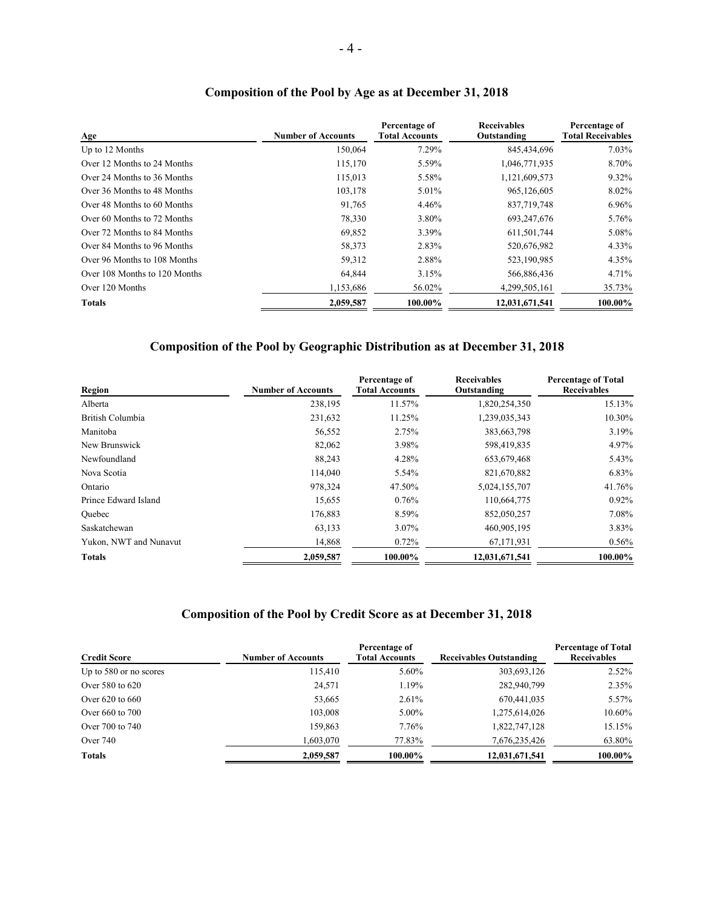## Composition of the Pool by Age as at December 31, 2018

| Age | Number of Accounts | Percentage of Total Accounts | Receivables Outstanding | Percentage of Total Receivables |
|---|---|---|---|---|
| Up to 12 Months | 150,064 | 7.29% | 845,434,696 | 7.03% |
| Over 12 Months to 24 Months | 115,170 | 5.59% | 1,046,771,935 | 8.70% |
| Over 24 Months to 36 Months | 115,013 | 5.58% | 1,121,609,573 | 9.32% |
| Over 36 Months to 48 Months | 103,178 | 5.01% | 965,126,605 | 8.02% |
| Over 48 Months to 60 Months | 91,765 | 4.46% | 837,719,748 | 6.96% |
| Over 60 Months to 72 Months | 78,330 | 3.80% | 693,247,676 | 5.76% |
| Over 72 Months to 84 Months | 69,852 | 3.39% | 611,501,744 | 5.08% |
| Over 84 Months to 96 Months | 58,373 | 2.83% | 520,676,982 | 4.33% |
| Over 96 Months to 108 Months | 59,312 | 2.88% | 523,190,985 | 4.35% |
| Over 108 Months to 120 Months | 64,844 | 3.15% | 566,886,436 | 4.71% |
| Over 120 Months | 1,153,686 | 56.02% | 4,299,505,161 | 35.73% |
| **Totals** | **2,059,587** | **100.00%** | **12,031,671,541** | **100.00%** |

## Composition of the Pool by Geographic Distribution as at December 31, 2018

| Region | Number of Accounts | Percentage of Total Accounts | Receivables Outstanding | Percentage of Total Receivables |
|---|---|---|---|---|
| Alberta | 238,195 | 11.57% | 1,820,254,350 | 15.13% |
| British Columbia | 231,632 | 11.25% | 1,239,035,343 | 10.30% |
| Manitoba | 56,552 | 2.75% | 383,663,798 | 3.19% |
| New Brunswick | 82,062 | 3.98% | 598,419,835 | 4.97% |
| Newfoundland | 88,243 | 4.28% | 653,679,468 | 5.43% |
| Nova Scotia | 114,040 | 5.54% | 821,670,882 | 6.83% |
| Ontario | 978,324 | 47.50% | 5,024,155,707 | 41.76% |
| Prince Edward Island | 15,655 | 0.76% | 110,664,775 | 0.92% |
| Quebec | 176,883 | 8.59% | 852,050,257 | 7.08% |
| Saskatchewan | 63,133 | 3.07% | 460,905,195 | 3.83% |
| Yukon, NWT and Nunavut | 14,868 | 0.72% | 67,171,931 | 0.56% |
| **Totals** | **2,059,587** | **100.00%** | **12,031,671,541** | **100.00%** |

## Composition of the Pool by Credit Score as at December 31, 2018

| Credit Score | Number of Accounts | Percentage of Total Accounts | Receivables Outstanding | Percentage of Total Receivables |
|---|---|---|---|---|
| Up to 580 or no scores | 115,410 | 5.60% | 303,693,126 | 2.52% |
| Over 580 to 620 | 24,571 | 1.19% | 282,940,799 | 2.35% |
| Over 620 to 660 | 53,665 | 2.61% | 670,441,035 | 5.57% |
| Over 660 to 700 | 103,008 | 5.00% | 1,275,614,026 | 10.60% |
| Over 700 to 740 | 159,863 | 7.76% | 1,822,747,128 | 15.15% |
| Over 740 | 1,603,070 | 77.83% | 7,676,235,426 | 63.80% |
| **Totals** | **2,059,587** | **100.00%** | **12,031,671,541** | **100.00%** |